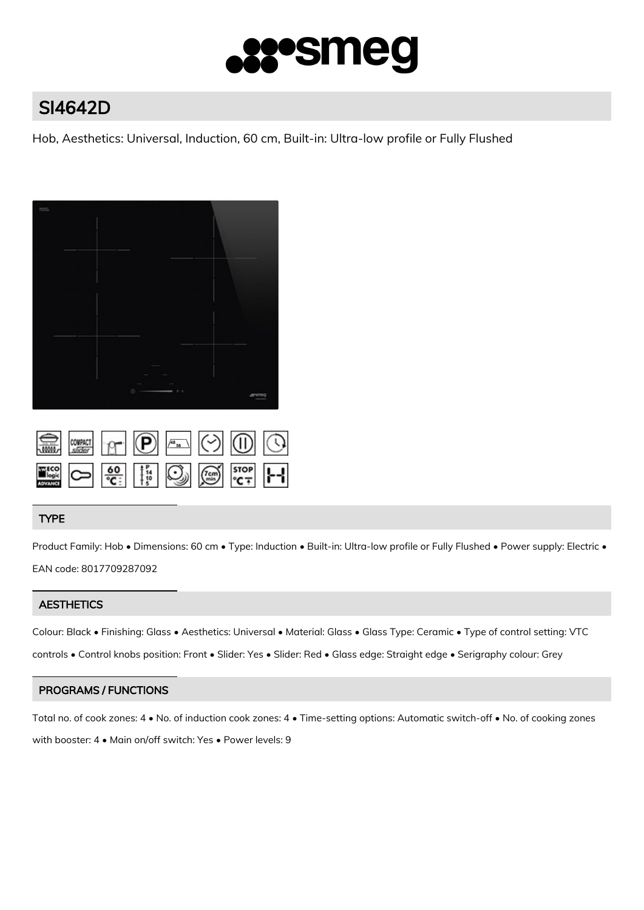# SI4642D

Hob, Aesthetics: Universal, Induction, 60 cm, Built-in: Ultra-low profile or Fully Flushed

## TYPE

Product Family: Hob • Dimensions: 60 cm • Type: Induction • Built-in: Ultra-low profile or Fully Flushed • Power supply: Electric • EAN code: 8017709287092

## AESTHETICS

Colour: Black • Finishing: Glass • Aesthetics: Universal • Material: Glass • Glass Type: Ceramic • Type of control setting: VTC controls • Control knobs position: Front • Slider: Yes • Slider: Red • Glass edge: Straight edge • Serigraphy colour: Grey

## PROGRAMS / FUNCTIONS

Total no. of cook zones: 4 • No. of induction cook zones: 4 • Time-setting options: Automatic switch-off • No. of cooking zones with booster: 4 • Main on/off switch: Yes • Power levels: 9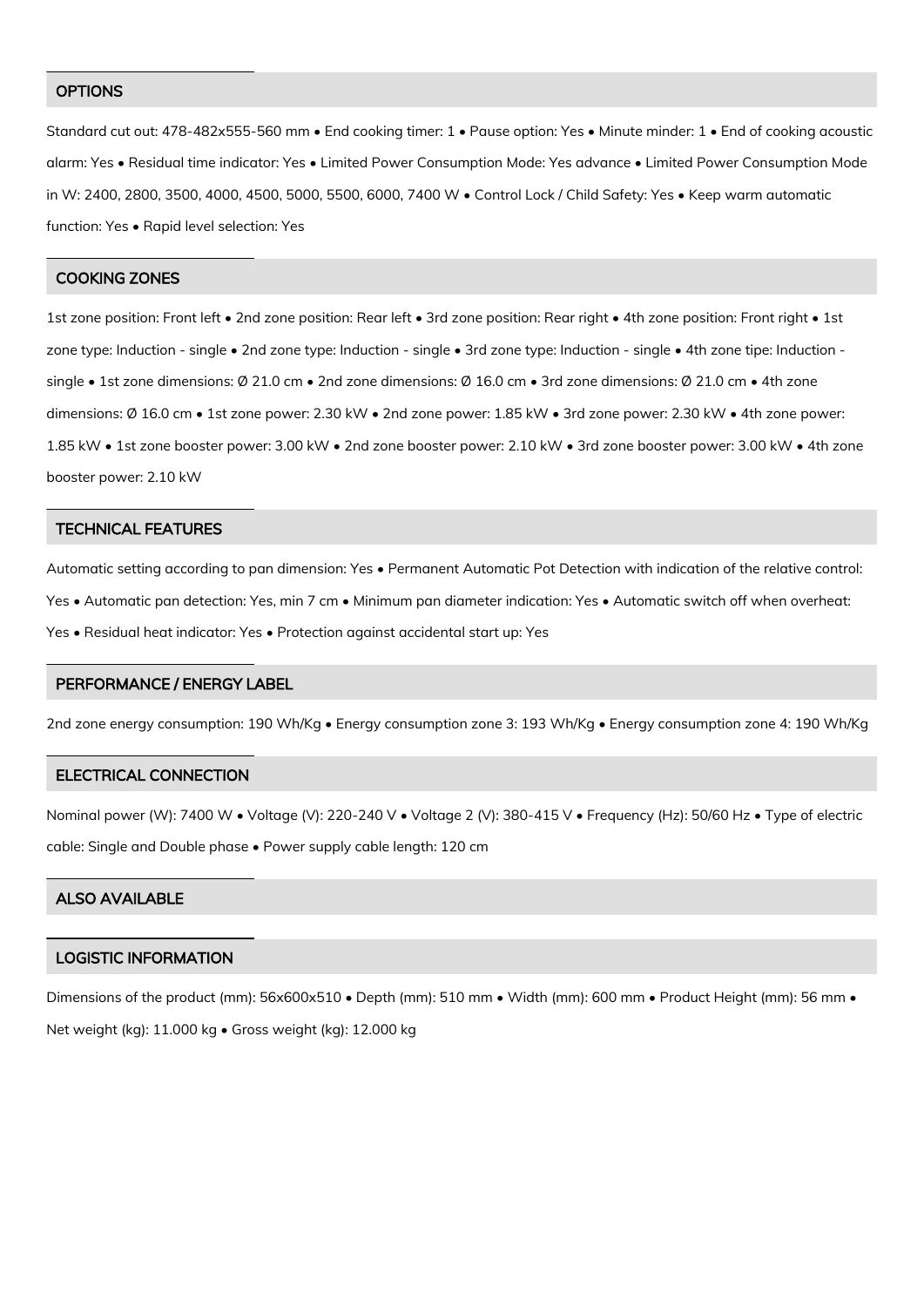## OPTIONS

Standard cut out: 478-482x555-560 mm • End cooking timer: 1 • Pause option: Yes • Minute minder: 1 • End of cooking acoustic alarm: Yes • Residual time indicator: Yes • Limited Power Consumption Mode: Yes advance • Limited Power Consumption Mode in W: 2400, 2800, 3500, 4000, 4500, 5000, 5500, 6000, 7400 W • Control Lock / Child Safety: Yes • Keep warm automatic function: Yes • Rapid level selection: Yes

## COOKING ZONES

1st zone position: Front left • 2nd zone position: Rear left • 3rd zone position: Rear right • 4th zone position: Front right • 1st zone type: Induction - single • 2nd zone type: Induction - single • 3rd zone type: Induction - single • 4th zone tipe: Induction - single • 1st zone dimensions: Ø 21.0 cm • 2nd zone dimensions: Ø 16.0 cm • 3rd zone dimensions: Ø 21.0 cm • 4th zone dimensions: Ø 16.0 cm • 1st zone power: 2.30 kW • 2nd zone power: 1.85 kW • 3rd zone power: 2.30 kW • 4th zone power: 1.85 kW • 1st zone booster power: 3.00 kW • 2nd zone booster power: 2.10 kW • 3rd zone booster power: 3.00 kW • 4th zone booster power: 2.10 kW

## TECHNICAL FEATURES

Automatic setting according to pan dimension: Yes • Permanent Automatic Pot Detection with indication of the relative control: Yes • Automatic pan detection: Yes, min 7 cm • Minimum pan diameter indication: Yes • Automatic switch off when overheat: Yes • Residual heat indicator: Yes • Protection against accidental start up: Yes

## PERFORMANCE / ENERGY LABEL

2nd zone energy consumption: 190 Wh/Kg • Energy consumption zone 3: 193 Wh/Kg • Energy consumption zone 4: 190 Wh/Kg

## ELECTRICAL CONNECTION

Nominal power (W): 7400 W • Voltage (V): 220-240 V • Voltage 2 (V): 380-415 V • Frequency (Hz): 50/60 Hz • Type of electric cable: Single and Double phase • Power supply cable length: 120 cm

## ALSO AVAILABLE

## LOGISTIC INFORMATION

Dimensions of the product (mm): 56x600x510 • Depth (mm): 510 mm • Width (mm): 600 mm • Product Height (mm): 56 mm • Net weight (kg): 11.000 kg • Gross weight (kg): 12.000 kg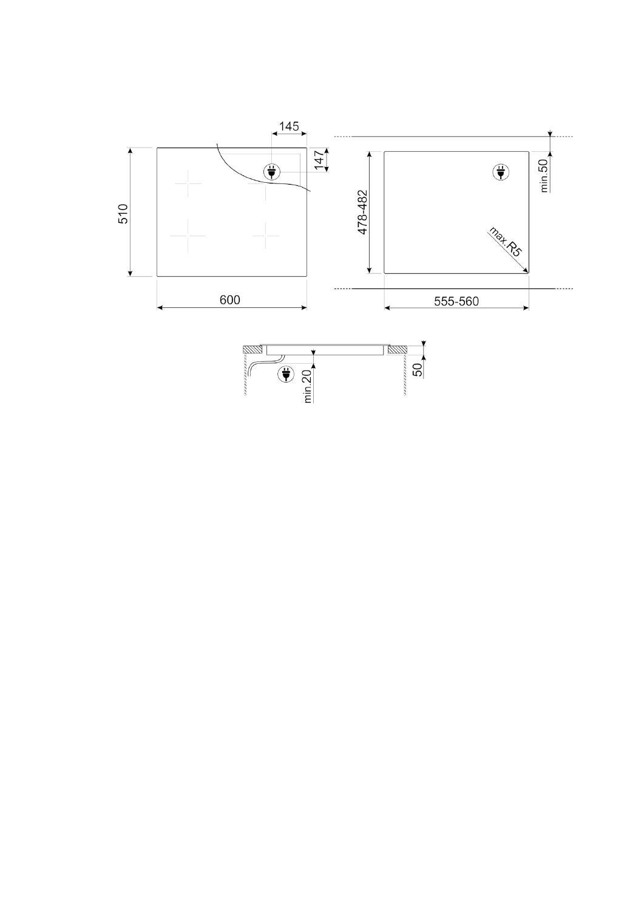145

147

510

600

478-482

min.50

max.R5

555-560

min.20

50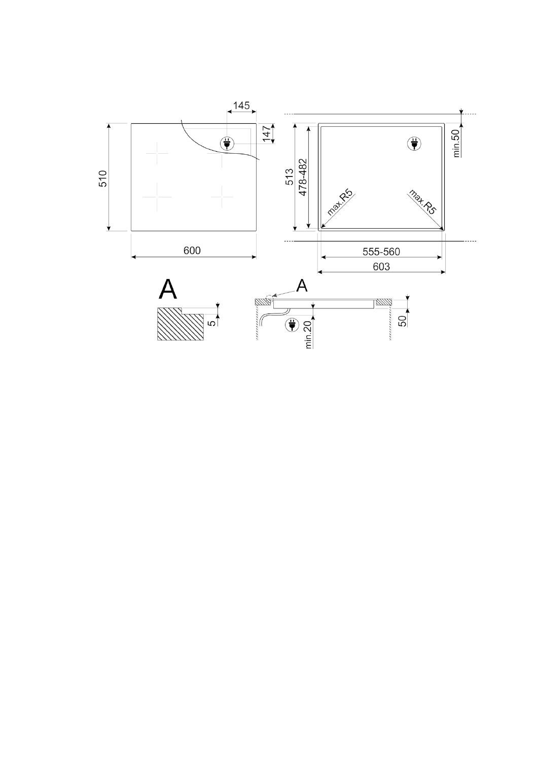145

147

510

600

513

478-482

max.R5

max.R5

min.50

555-560

603

A

5

A

min.20

50